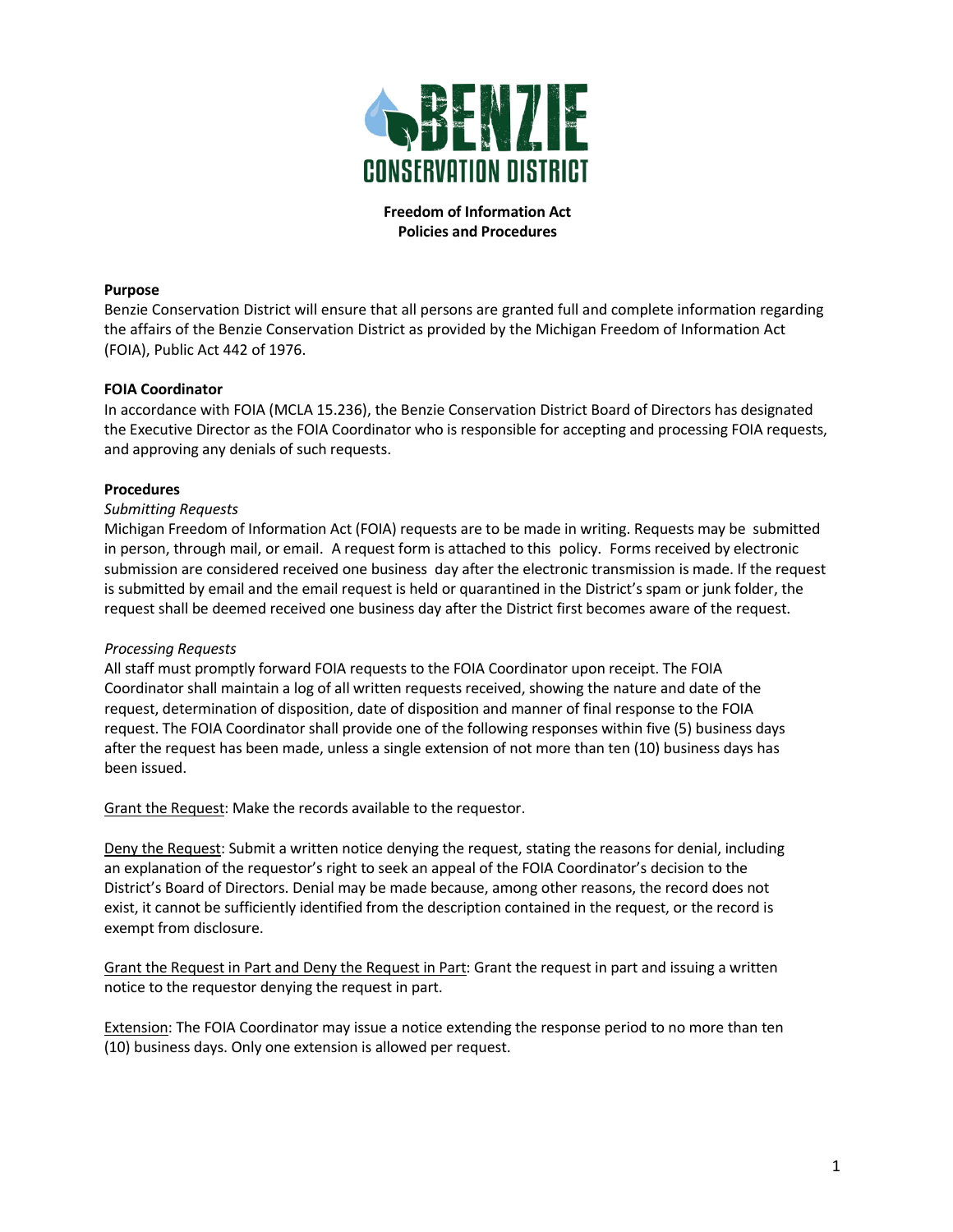**BENZIE CONSERVATION DISTRICT**

**Freedom of Information Act**
**Policies and Procedures**

**Purpose**

Benzie Conservation District will ensure that all persons are granted full and complete information regarding the affairs of the Benzie Conservation District as provided by the Michigan Freedom of Information Act (FOIA), Public Act 442 of 1976.

**FOIA Coordinator**

In accordance with FOIA (MCLA 15.236), the Benzie Conservation District Board of Directors has designated the Executive Director as the FOIA Coordinator who is responsible for accepting and processing FOIA requests, and approving any denials of such requests.

**Procedures**

*Submitting Requests*

Michigan Freedom of Information Act (FOIA) requests are to be made in writing. Requests may be submitted in person, through mail, or email. A request form is attached to this policy. Forms received by electronic submission are considered received one business day after the electronic transmission is made. If the request is submitted by email and the email request is held or quarantined in the District's spam or junk folder, the request shall be deemed received one business day after the District first becomes aware of the request.

*Processing Requests*

All staff must promptly forward FOIA requests to the FOIA Coordinator upon receipt. The FOIA Coordinator shall maintain a log of all written requests received, showing the nature and date of the request, determination of disposition, date of disposition and manner of final response to the FOIA request. The FOIA Coordinator shall provide one of the following responses within five (5) business days after the request has been made, unless a single extension of not more than ten (10) business days has been issued.

Grant the Request: Make the records available to the requestor.

Deny the Request: Submit a written notice denying the request, stating the reasons for denial, including an explanation of the requestor's right to seek an appeal of the FOIA Coordinator's decision to the District's Board of Directors. Denial may be made because, among other reasons, the record does not exist, it cannot be sufficiently identified from the description contained in the request, or the record is exempt from disclosure.

Grant the Request in Part and Deny the Request in Part: Grant the request in part and issuing a written notice to the requestor denying the request in part.

Extension: The FOIA Coordinator may issue a notice extending the response period to no more than ten (10) business days. Only one extension is allowed per request.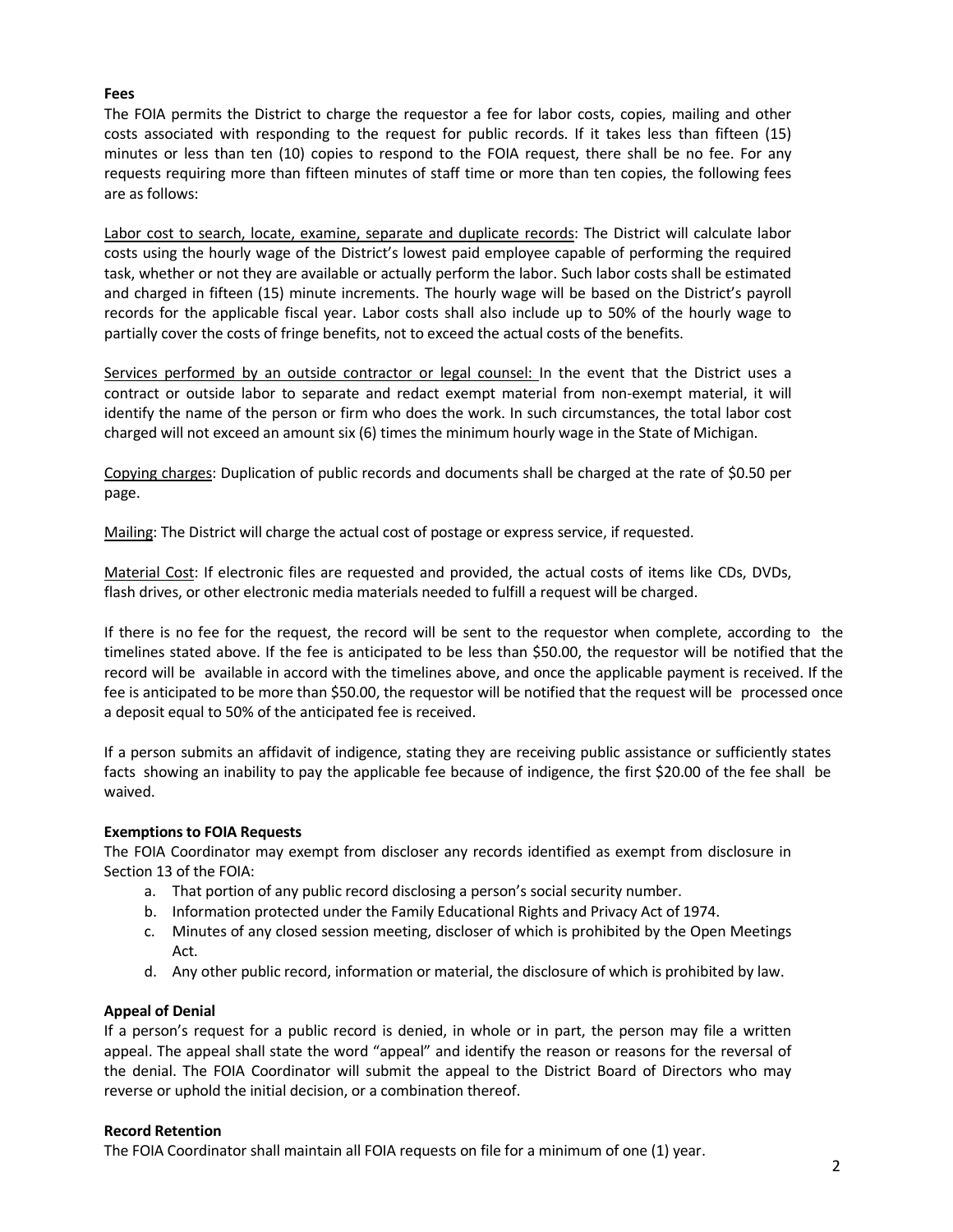**Fees**

The FOIA permits the District to charge the requestor a fee for labor costs, copies, mailing and other costs associated with responding to the request for public records. If it takes less than fifteen (15) minutes or less than ten (10) copies to respond to the FOIA request, there shall be no fee. For any requests requiring more than fifteen minutes of staff time or more than ten copies, the following fees are as follows:

<u>Labor cost to search, locate, examine, separate and duplicate records</u>: The District will calculate labor costs using the hourly wage of the District's lowest paid employee capable of performing the required task, whether or not they are available or actually perform the labor. Such labor costs shall be estimated and charged in fifteen (15) minute increments. The hourly wage will be based on the District's payroll records for the applicable fiscal year. Labor costs shall also include up to 50% of the hourly wage to partially cover the costs of fringe benefits, not to exceed the actual costs of the benefits.

<u>Services performed by an outside contractor or legal counsel:</u> In the event that the District uses a contract or outside labor to separate and redact exempt material from non-exempt material, it will identify the name of the person or firm who does the work. In such circumstances, the total labor cost charged will not exceed an amount six (6) times the minimum hourly wage in the State of Michigan.

<u>Copying charges</u>: Duplication of public records and documents shall be charged at the rate of $0.50 per page.

<u>Mailing</u>: The District will charge the actual cost of postage or express service, if requested.

<u>Material Cost</u>: If electronic files are requested and provided, the actual costs of items like CDs, DVDs, flash drives, or other electronic media materials needed to fulfill a request will be charged.

If there is no fee for the request, the record will be sent to the requestor when complete, according to the timelines stated above. If the fee is anticipated to be less than $50.00, the requestor will be notified that the record will be available in accord with the timelines above, and once the applicable payment is received. If the fee is anticipated to be more than $50.00, the requestor will be notified that the request will be processed once a deposit equal to 50% of the anticipated fee is received.

If a person submits an affidavit of indigence, stating they are receiving public assistance or sufficiently states facts showing an inability to pay the applicable fee because of indigence, the first $20.00 of the fee shall be waived.

**Exemptions to FOIA Requests**

The FOIA Coordinator may exempt from discloser any records identified as exempt from disclosure in Section 13 of the FOIA:

a. That portion of any public record disclosing a person's social security number.
b. Information protected under the Family Educational Rights and Privacy Act of 1974.
c. Minutes of any closed session meeting, discloser of which is prohibited by the Open Meetings Act.
d. Any other public record, information or material, the disclosure of which is prohibited by law.

**Appeal of Denial**

If a person's request for a public record is denied, in whole or in part, the person may file a written appeal. The appeal shall state the word "appeal" and identify the reason or reasons for the reversal of the denial. The FOIA Coordinator will submit the appeal to the District Board of Directors who may reverse or uphold the initial decision, or a combination thereof.

**Record Retention**

The FOIA Coordinator shall maintain all FOIA requests on file for a minimum of one (1) year.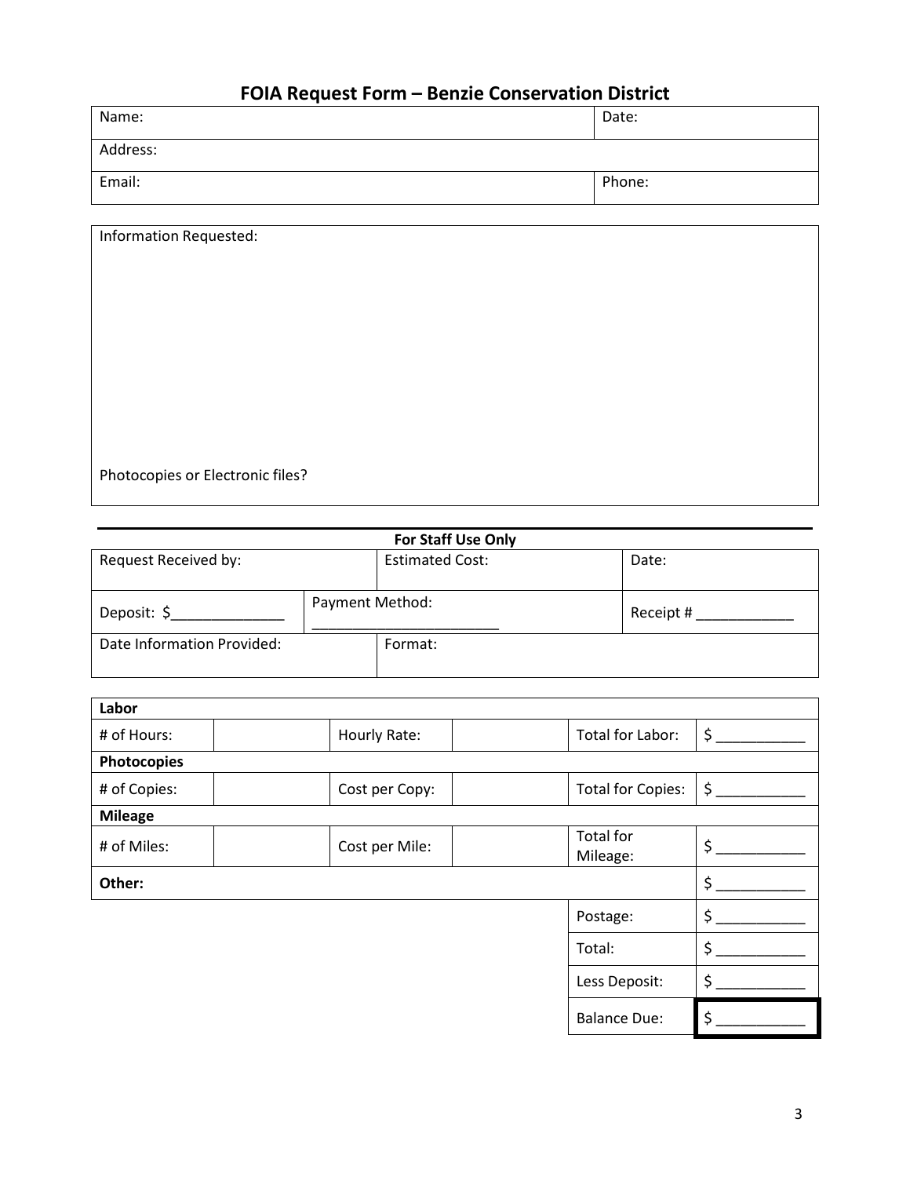# FOIA Request Form – Benzie Conservation District

| | |
|---|---|
| Name: | Date: |
| Address: | |
| Email: | Phone: |

| |
|---|
| Information Requested: |
| Photocopies or Electronic files? |

**For Staff Use Only**

| | | | |
|---|---|---|---|
| Request Received by: | | Estimated Cost: | Date: |
| Deposit: $______________ | Payment Method: ________________________ | | Receipt # ____________ |
| Date Information Provided: | | Format: | |

| | | | | | |
|---|---|---|---|---|---|
| **Labor** | | | | | |
| # of Hours: | | Hourly Rate: | | Total for Labor: | $ ___________ |
| **Photocopies** | | | | | |
| # of Copies: | | Cost per Copy: | | Total for Copies: | $ ___________ |
| **Mileage** | | | | | |
| # of Miles: | | Cost per Mile: | | Total for Mileage: | $ ___________ |
| **Other:** | | | | | $ ___________ |
| | | | | Postage: | $ ___________ |
| | | | | Total: | $ ___________ |
| | | | | Less Deposit: | $ ___________ |
| | | | | Balance Due: | $ ___________ |